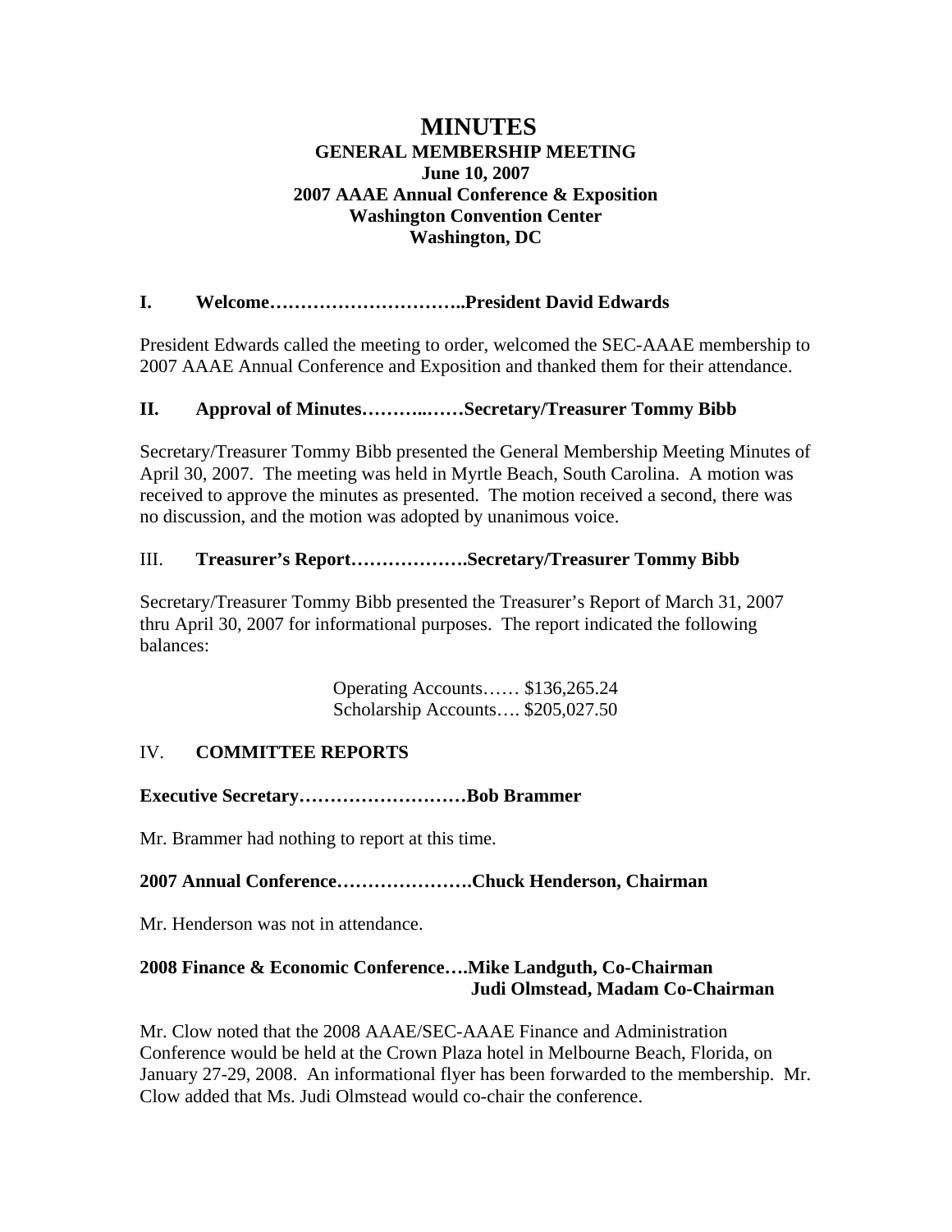# MINUTES

**GENERAL MEMBERSHIP MEETING**
**June 10, 2007**
**2007 AAAE Annual Conference & Exposition**
**Washington Convention Center**
**Washington, DC**

**I. Welcome…………………………..President David Edwards**

President Edwards called the meeting to order, welcomed the SEC-AAAE membership to 2007 AAAE Annual Conference and Exposition and thanked them for their attendance.

**II. Approval of Minutes………..……Secretary/Treasurer Tommy Bibb**

Secretary/Treasurer Tommy Bibb presented the General Membership Meeting Minutes of April 30, 2007. The meeting was held in Myrtle Beach, South Carolina. A motion was received to approve the minutes as presented. The motion received a second, there was no discussion, and the motion was adopted by unanimous voice.

III. **Treasurer's Report……………….Secretary/Treasurer Tommy Bibb**

Secretary/Treasurer Tommy Bibb presented the Treasurer's Report of March 31, 2007 thru April 30, 2007 for informational purposes. The report indicated the following balances:

Operating Accounts…… $136,265.24
Scholarship Accounts…. $205,027.50

IV. **COMMITTEE REPORTS**

**Executive Secretary………………………Bob Brammer**

Mr. Brammer had nothing to report at this time.

**2007 Annual Conference………………….Chuck Henderson, Chairman**

Mr. Henderson was not in attendance.

**2008 Finance & Economic Conference….Mike Landguth, Co-Chairman**
**Judi Olmstead, Madam Co-Chairman**

Mr. Clow noted that the 2008 AAAE/SEC-AAAE Finance and Administration Conference would be held at the Crown Plaza hotel in Melbourne Beach, Florida, on January 27-29, 2008. An informational flyer has been forwarded to the membership. Mr. Clow added that Ms. Judi Olmstead would co-chair the conference.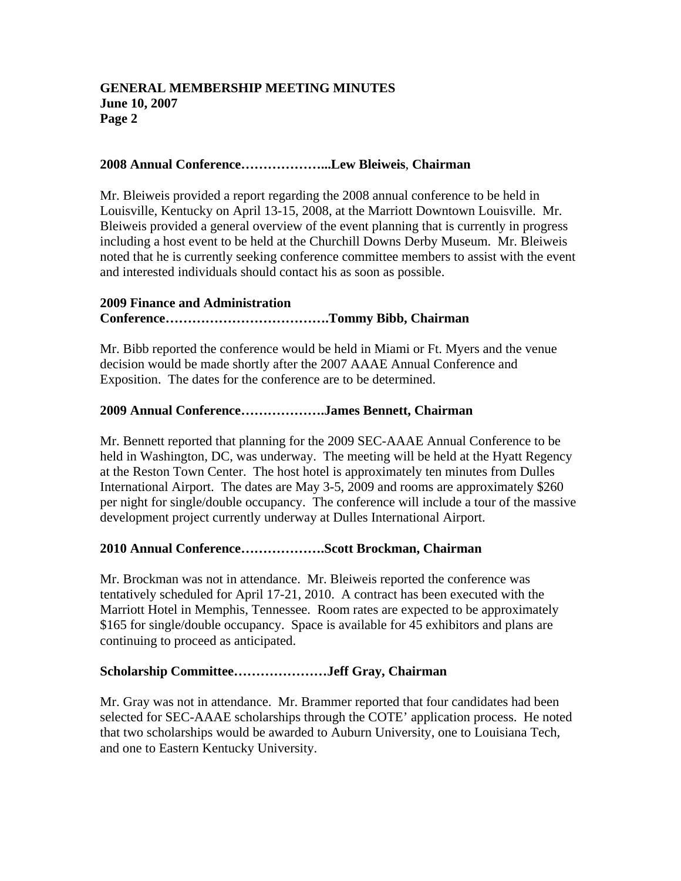**2008 Annual Conference………………...Lew Bleiweis, Chairman**

Mr. Bleiweis provided a report regarding the 2008 annual conference to be held in Louisville, Kentucky on April 13-15, 2008, at the Marriott Downtown Louisville. Mr. Bleiweis provided a general overview of the event planning that is currently in progress including a host event to be held at the Churchill Downs Derby Museum. Mr. Bleiweis noted that he is currently seeking conference committee members to assist with the event and interested individuals should contact his as soon as possible.

**2009 Finance and Administration Conference……………………………….Tommy Bibb, Chairman**

Mr. Bibb reported the conference would be held in Miami or Ft. Myers and the venue decision would be made shortly after the 2007 AAAE Annual Conference and Exposition. The dates for the conference are to be determined.

**2009 Annual Conference……………….James Bennett, Chairman**

Mr. Bennett reported that planning for the 2009 SEC-AAAE Annual Conference to be held in Washington, DC, was underway. The meeting will be held at the Hyatt Regency at the Reston Town Center. The host hotel is approximately ten minutes from Dulles International Airport. The dates are May 3-5, 2009 and rooms are approximately $260 per night for single/double occupancy. The conference will include a tour of the massive development project currently underway at Dulles International Airport.

**2010 Annual Conference……………….Scott Brockman, Chairman**

Mr. Brockman was not in attendance. Mr. Bleiweis reported the conference was tentatively scheduled for April 17-21, 2010. A contract has been executed with the Marriott Hotel in Memphis, Tennessee. Room rates are expected to be approximately $165 for single/double occupancy. Space is available for 45 exhibitors and plans are continuing to proceed as anticipated.

**Scholarship Committee…………………Jeff Gray, Chairman**

Mr. Gray was not in attendance. Mr. Brammer reported that four candidates had been selected for SEC-AAAE scholarships through the COTE' application process. He noted that two scholarships would be awarded to Auburn University, one to Louisiana Tech, and one to Eastern Kentucky University.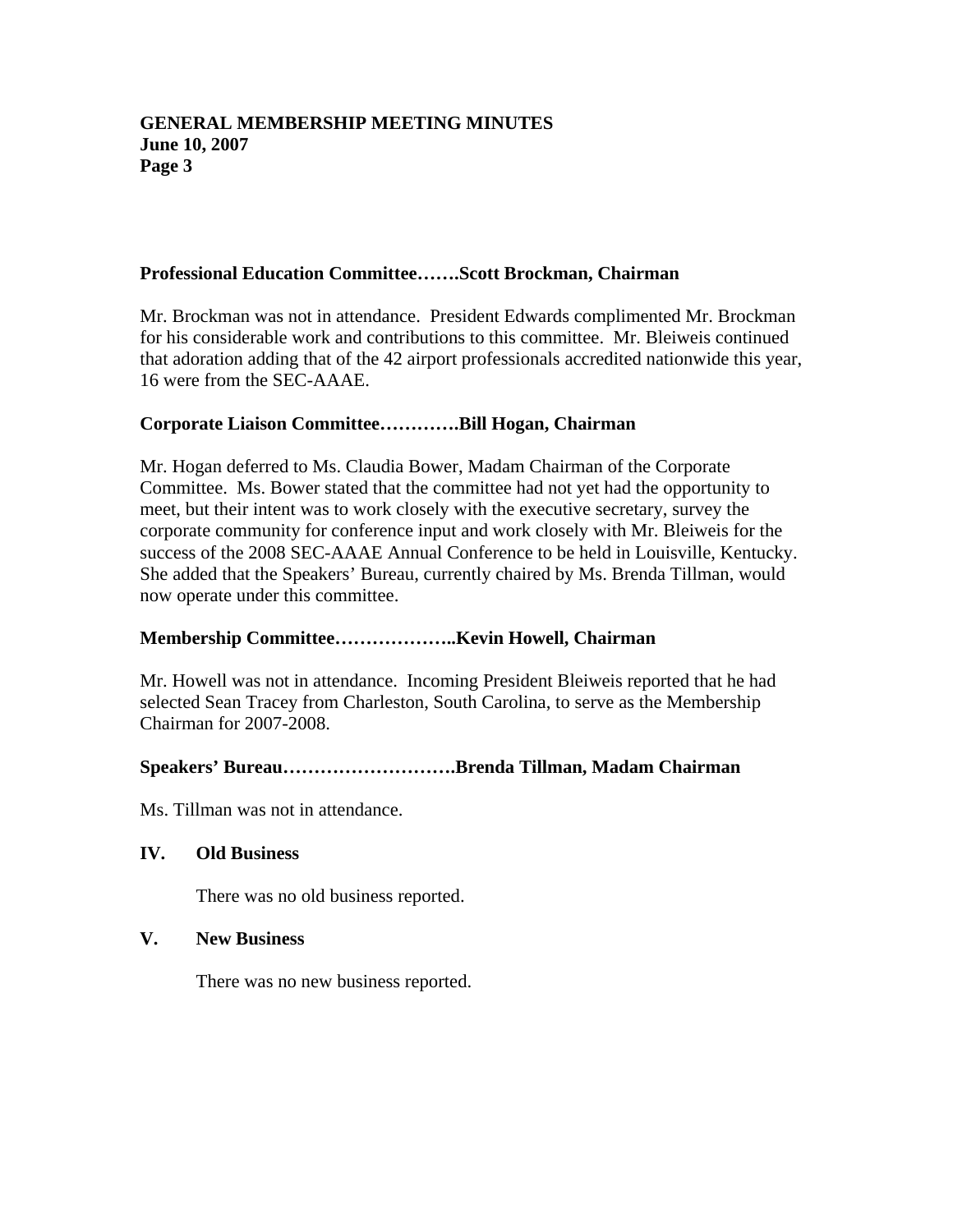**Professional Education Committee…….Scott Brockman, Chairman**

Mr. Brockman was not in attendance. President Edwards complimented Mr. Brockman for his considerable work and contributions to this committee. Mr. Bleiweis continued that adoration adding that of the 42 airport professionals accredited nationwide this year, 16 were from the SEC-AAAE.

**Corporate Liaison Committee…………Bill Hogan, Chairman**

Mr. Hogan deferred to Ms. Claudia Bower, Madam Chairman of the Corporate Committee. Ms. Bower stated that the committee had not yet had the opportunity to meet, but their intent was to work closely with the executive secretary, survey the corporate community for conference input and work closely with Mr. Bleiweis for the success of the 2008 SEC-AAAE Annual Conference to be held in Louisville, Kentucky. She added that the Speakers' Bureau, currently chaired by Ms. Brenda Tillman, would now operate under this committee.

**Membership Committee………………..Kevin Howell, Chairman**

Mr. Howell was not in attendance. Incoming President Bleiweis reported that he had selected Sean Tracey from Charleston, South Carolina, to serve as the Membership Chairman for 2007-2008.

**Speakers' Bureau……………………….Brenda Tillman, Madam Chairman**

Ms. Tillman was not in attendance.

## IV. Old Business

There was no old business reported.

## V. New Business

There was no new business reported.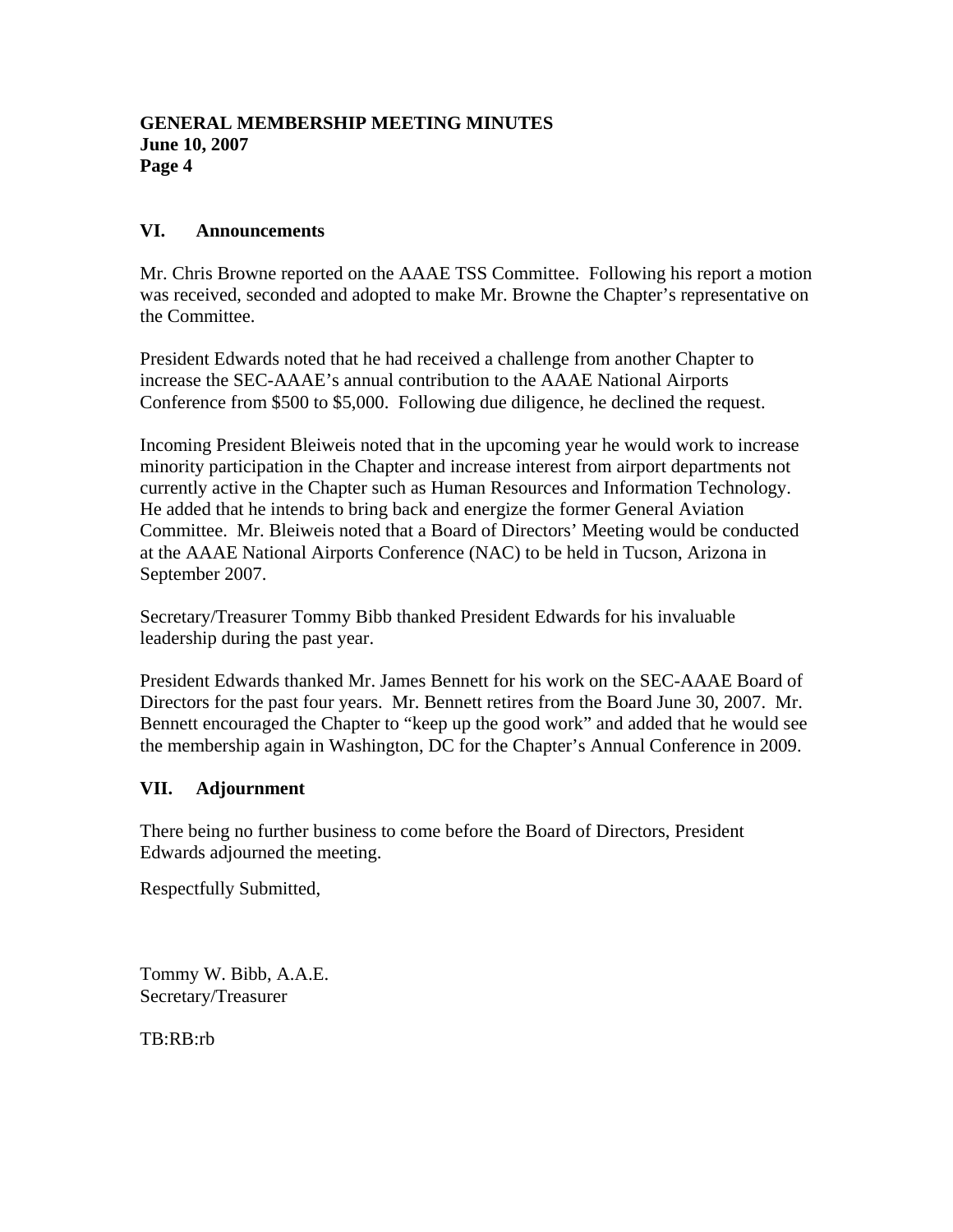## VI. Announcements

Mr. Chris Browne reported on the AAAE TSS Committee. Following his report a motion was received, seconded and adopted to make Mr. Browne the Chapter's representative on the Committee.

President Edwards noted that he had received a challenge from another Chapter to increase the SEC-AAAE's annual contribution to the AAAE National Airports Conference from $500 to $5,000. Following due diligence, he declined the request.

Incoming President Bleiweis noted that in the upcoming year he would work to increase minority participation in the Chapter and increase interest from airport departments not currently active in the Chapter such as Human Resources and Information Technology. He added that he intends to bring back and energize the former General Aviation Committee. Mr. Bleiweis noted that a Board of Directors' Meeting would be conducted at the AAAE National Airports Conference (NAC) to be held in Tucson, Arizona in September 2007.

Secretary/Treasurer Tommy Bibb thanked President Edwards for his invaluable leadership during the past year.

President Edwards thanked Mr. James Bennett for his work on the SEC-AAAE Board of Directors for the past four years. Mr. Bennett retires from the Board June 30, 2007. Mr. Bennett encouraged the Chapter to "keep up the good work" and added that he would see the membership again in Washington, DC for the Chapter's Annual Conference in 2009.

## VII. Adjournment

There being no further business to come before the Board of Directors, President Edwards adjourned the meeting.

Respectfully Submitted,

Tommy W. Bibb, A.A.E.
Secretary/Treasurer

TB:RB:rb